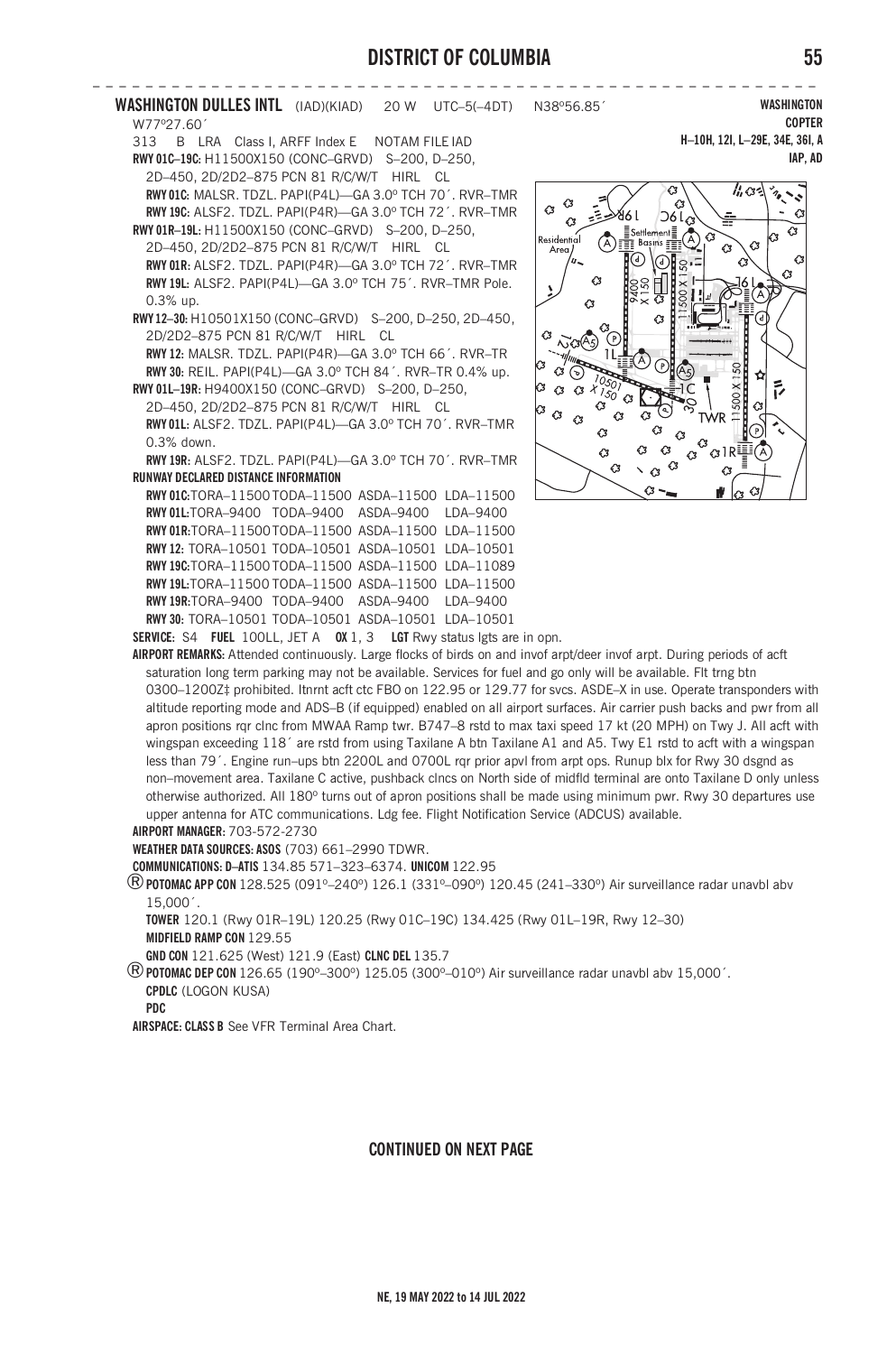**WASHINGTON DULLES INTL** (IAD)(KIAD) 20 W UTC–5(–4DT) N38°56.85´ W77°27.60´

**WASHINGTON**
**COPTER**
**H–10H, 12I, L–29E, 34E, 36I, A**
**IAP, AD**

313 B LRA Class I, ARFF Index E NOTAM FILE IAD

**RWY 01C–19C:** H11500X150 (CONC–GRVD) S–200, D–250, 2D–450, 2D/2D2–875 PCN 81 R/C/W/T HIRL CL

**RWY 01C:** MALSR. TDZL. PAPI(P4L)—GA 3.0° TCH 70´. RVR–TMR

**RWY 19C:** ALSF2. TDZL. PAPI(P4R)—GA 3.0° TCH 72´. RVR–TMR

**RWY 01R–19L:** H11500X150 (CONC–GRVD) S–200, D–250, 2D–450, 2D/2D2–875 PCN 81 R/C/W/T HIRL CL

**RWY 01R:** ALSF2. TDZL. PAPI(P4R)—GA 3.0° TCH 72´. RVR–TMR

**RWY 19L:** ALSF2. PAPI(P4L)—GA 3.0° TCH 75´. RVR–TMR Pole. 0.3% up.

**RWY 12–30:** H10501X150 (CONC–GRVD) S–200, D–250, 2D–450, 2D/2D2–875 PCN 81 R/C/W/T HIRL CL

**RWY 12:** MALSR. TDZL. PAPI(P4R)—GA 3.0° TCH 66´. RVR–TR

**RWY 30:** REIL. PAPI(P4L)—GA 3.0° TCH 84´. RVR–TR 0.4% up.

**RWY 01L–19R:** H9400X150 (CONC–GRVD) S–200, D–250, 2D–450, 2D/2D2–875 PCN 81 R/C/W/T HIRL CL

**RWY 01L:** ALSF2. TDZL. PAPI(P4L)—GA 3.0° TCH 70´. RVR–TMR 0.3% down.

**RWY 19R:** ALSF2. TDZL. PAPI(P4L)—GA 3.0° TCH 70´. RVR–TMR

**RUNWAY DECLARED DISTANCE INFORMATION**

**RWY 01C:** TORA–11500 TODA–11500 ASDA–11500 LDA–11500
**RWY 01L:** TORA–9400 TODA–9400 ASDA–9400 LDA–9400
**RWY 01R:** TORA–11500 TODA–11500 ASDA–11500 LDA–11500
**RWY 12:** TORA–10501 TODA–10501 ASDA–10501 LDA–10501
**RWY 19C:** TORA–11500 TODA–11500 ASDA–11500 LDA–11089
**RWY 19L:** TORA–11500 TODA–11500 ASDA–11500 LDA–11500
**RWY 19R:** TORA–9400 TODA–9400 ASDA–9400 LDA–9400
**RWY 30:** TORA–10501 TODA–10501 ASDA–10501 LDA–10501

**SERVICE:** S4 **FUEL** 100LL, JET A **OX** 1, 3 **LGT** Rwy status lgts are in opn.

**AIRPORT REMARKS:** Attended continuously. Large flocks of birds on and invof arpt/deer invof arpt. During periods of acft saturation long term parking may not be available. Services for fuel and go only will be available. Flt trng btn 0300–1200Z‡ prohibited. Itnrnt acft ctc FBO on 122.95 or 129.77 for svcs. ASDE–X in use. Operate transponders with altitude reporting mode and ADS–B (if equipped) enabled on all airport surfaces. Air carrier push backs and pwr from all apron positions rqr clnc from MWAA Ramp twr. B747–8 rstd to max taxi speed 17 kt (20 MPH) on Twy J. All acft with wingspan exceeding 118´ are rstd from using Taxilane A btn Taxilane A1 and A5. Twy E1 rstd to acft with a wingspan less than 79´. Engine run–ups btn 2200L and 0700L rqr prior apvl from arpt ops. Runup blx for Rwy 30 dsgnd as non–movement area. Taxilane C active, pushback clncs on North side of midfld terminal are onto Taxilane D only unless otherwise authorized. All 180° turns out of apron positions shall be made using minimum pwr. Rwy 30 departures use upper antenna for ATC communications. Ldg fee. Flight Notification Service (ADCUS) available.

**AIRPORT MANAGER:** 703-572-2730

**WEATHER DATA SOURCES: ASOS** (703) 661–2990 TDWR.

**COMMUNICATIONS: D–ATIS** 134.85 571–323–6374. **UNICOM** 122.95

® **POTOMAC APP CON** 128.525 (091°–240°) 126.1 (331°–090°) 120.45 (241°–330°) Air surveillance radar unavbl abv 15,000´.

**TOWER** 120.1 (Rwy 01R–19L) 120.25 (Rwy 01C–19C) 134.425 (Rwy 01L–19R, Rwy 12–30)

**MIDFIELD RAMP CON** 129.55

**GND CON** 121.625 (West) 121.9 (East) **CLNC DEL** 135.7

® **POTOMAC DEP CON** 126.65 (190°–300°) 125.05 (300°–010°) Air surveillance radar unavbl abv 15,000´.

**CPDLC** (LOGON KUSA)

**PDC**

**AIRSPACE: CLASS B** See VFR Terminal Area Chart.

**CONTINUED ON NEXT PAGE**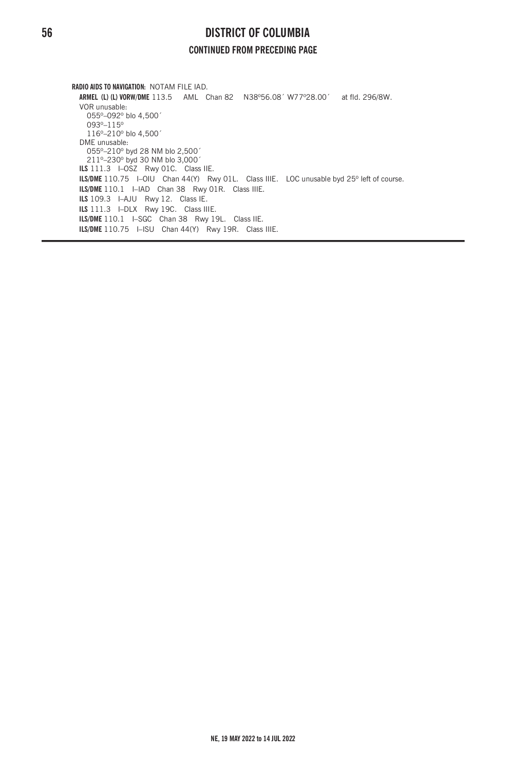# DISTRICT OF COLUMBIA

## CONTINUED FROM PRECEDING PAGE

**RADIO AIDS TO NAVIGATION:** NOTAM FILE IAD.

**ARMEL (L) (L) VORW/DME** 113.5 AML Chan 82 N38°56.08´ W77°28.00´ at fld. 296/8W.

VOR unusable:

055°–092° blo 4,500´

093°–115°

116°–210° blo 4,500´

DME unusable:

055°–210° byd 28 NM blo 2,500´

211°–230° byd 30 NM blo 3,000´

**ILS** 111.3 I–OSZ Rwy 01C. Class IIE.

**ILS/DME** 110.75 I–OIU Chan 44(Y) Rwy 01L. Class IIIE. LOC unusable byd 25° left of course.

**ILS/DME** 110.1 I–IAD Chan 38 Rwy 01R. Class IIIE.

**ILS** 109.3 I–AJU Rwy 12. Class IE.

**ILS** 111.3 I–DLX Rwy 19C. Class IIIE.

**ILS/DME** 110.1 I–SGC Chan 38 Rwy 19L. Class IIE.

**ILS/DME** 110.75 I–ISU Chan 44(Y) Rwy 19R. Class IIIE.